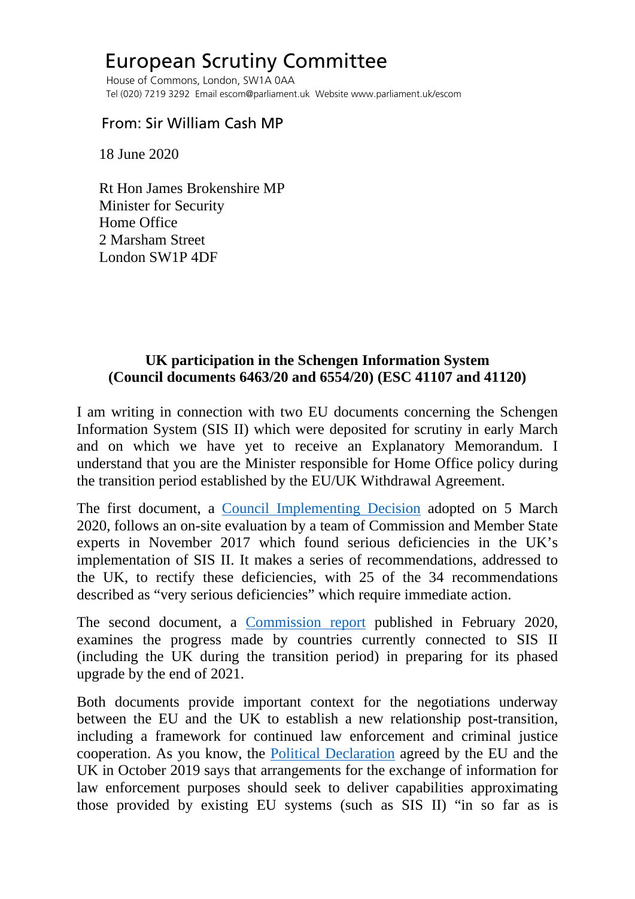# European Scrutiny Committee

House of Commons, London, SW1A 0AA
Tel (020) 7219 3292 Email escom@parliament.uk Website www.parliament.uk/escom

From: Sir William Cash MP

18 June 2020

Rt Hon James Brokenshire MP
Minister for Security
Home Office
2 Marsham Street
London SW1P 4DF

**UK participation in the Schengen Information System (Council documents 6463/20 and 6554/20) (ESC 41107 and 41120)**

I am writing in connection with two EU documents concerning the Schengen Information System (SIS II) which were deposited for scrutiny in early March and on which we have yet to receive an Explanatory Memorandum. I understand that you are the Minister responsible for Home Office policy during the transition period established by the EU/UK Withdrawal Agreement.

The first document, a Council Implementing Decision adopted on 5 March 2020, follows an on-site evaluation by a team of Commission and Member State experts in November 2017 which found serious deficiencies in the UK's implementation of SIS II. It makes a series of recommendations, addressed to the UK, to rectify these deficiencies, with 25 of the 34 recommendations described as "very serious deficiencies" which require immediate action.

The second document, a Commission report published in February 2020, examines the progress made by countries currently connected to SIS II (including the UK during the transition period) in preparing for its phased upgrade by the end of 2021.

Both documents provide important context for the negotiations underway between the EU and the UK to establish a new relationship post-transition, including a framework for continued law enforcement and criminal justice cooperation. As you know, the Political Declaration agreed by the EU and the UK in October 2019 says that arrangements for the exchange of information for law enforcement purposes should seek to deliver capabilities approximating those provided by existing EU systems (such as SIS II) "in so far as is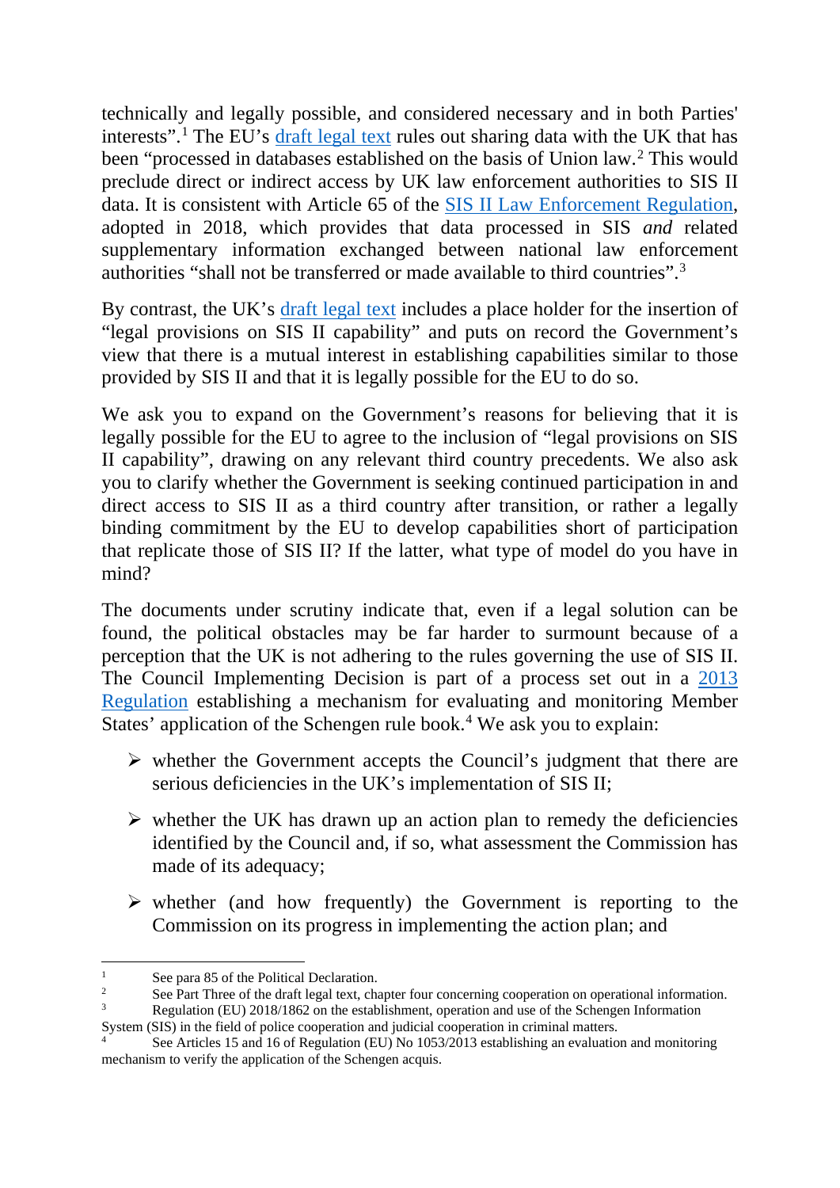technically and legally possible, and considered necessary and in both Parties' interests".[1] The EU's draft legal text rules out sharing data with the UK that has been "processed in databases established on the basis of Union law.[2] This would preclude direct or indirect access by UK law enforcement authorities to SIS II data. It is consistent with Article 65 of the SIS II Law Enforcement Regulation, adopted in 2018, which provides that data processed in SIS *and* related supplementary information exchanged between national law enforcement authorities "shall not be transferred or made available to third countries".[3]

By contrast, the UK's draft legal text includes a place holder for the insertion of "legal provisions on SIS II capability" and puts on record the Government's view that there is a mutual interest in establishing capabilities similar to those provided by SIS II and that it is legally possible for the EU to do so.

We ask you to expand on the Government's reasons for believing that it is legally possible for the EU to agree to the inclusion of "legal provisions on SIS II capability", drawing on any relevant third country precedents. We also ask you to clarify whether the Government is seeking continued participation in and direct access to SIS II as a third country after transition, or rather a legally binding commitment by the EU to develop capabilities short of participation that replicate those of SIS II? If the latter, what type of model do you have in mind?

The documents under scrutiny indicate that, even if a legal solution can be found, the political obstacles may be far harder to surmount because of a perception that the UK is not adhering to the rules governing the use of SIS II. The Council Implementing Decision is part of a process set out in a 2013 Regulation establishing a mechanism for evaluating and monitoring Member States' application of the Schengen rule book.[4] We ask you to explain:

- whether the Government accepts the Council's judgment that there are serious deficiencies in the UK's implementation of SIS II;
- whether the UK has drawn up an action plan to remedy the deficiencies identified by the Council and, if so, what assessment the Commission has made of its adequacy;
- whether (and how frequently) the Government is reporting to the Commission on its progress in implementing the action plan; and

---

[1] See para 85 of the Political Declaration.

[2] See Part Three of the draft legal text, chapter four concerning cooperation on operational information.

[3] Regulation (EU) 2018/1862 on the establishment, operation and use of the Schengen Information System (SIS) in the field of police cooperation and judicial cooperation in criminal matters.

[4] See Articles 15 and 16 of Regulation (EU) No 1053/2013 establishing an evaluation and monitoring mechanism to verify the application of the Schengen acquis.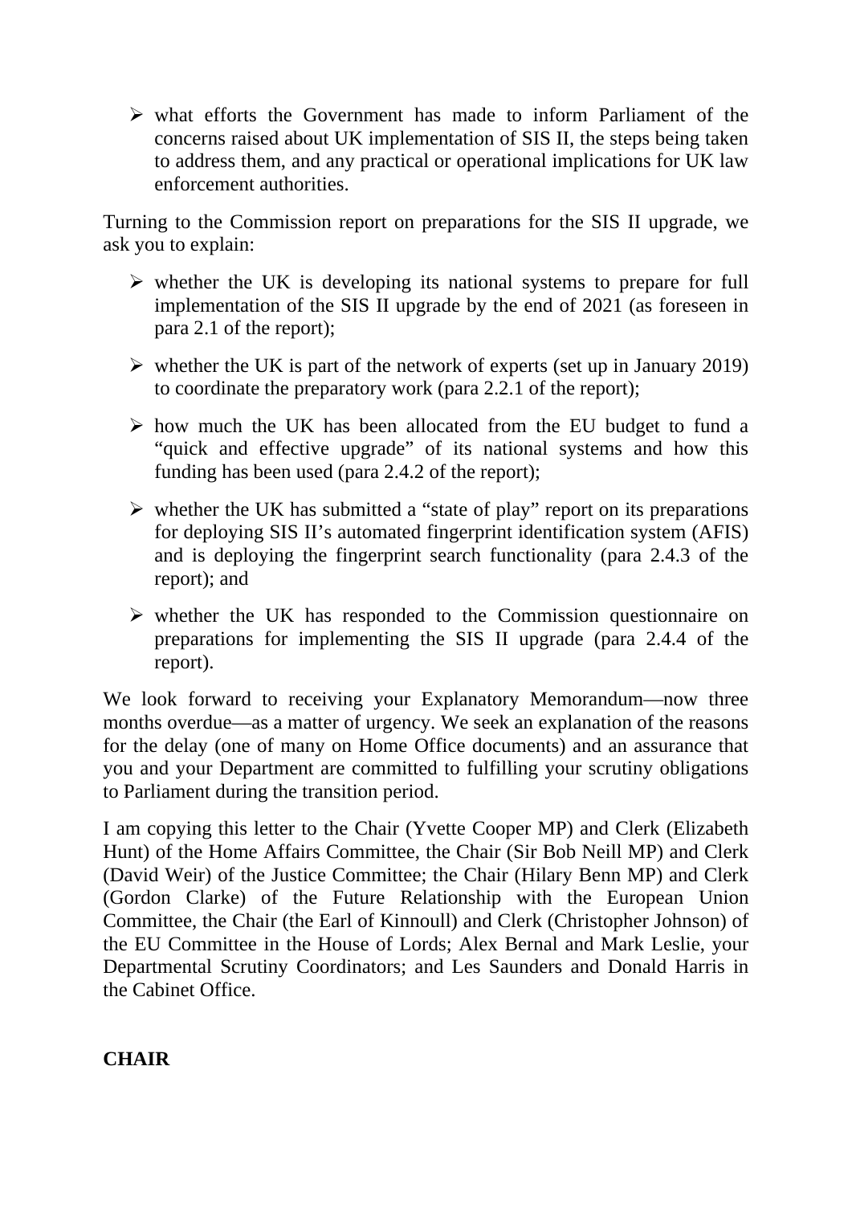- what efforts the Government has made to inform Parliament of the concerns raised about UK implementation of SIS II, the steps being taken to address them, and any practical or operational implications for UK law enforcement authorities.

Turning to the Commission report on preparations for the SIS II upgrade, we ask you to explain:

- whether the UK is developing its national systems to prepare for full implementation of the SIS II upgrade by the end of 2021 (as foreseen in para 2.1 of the report);
- whether the UK is part of the network of experts (set up in January 2019) to coordinate the preparatory work (para 2.2.1 of the report);
- how much the UK has been allocated from the EU budget to fund a "quick and effective upgrade" of its national systems and how this funding has been used (para 2.4.2 of the report);
- whether the UK has submitted a "state of play" report on its preparations for deploying SIS II's automated fingerprint identification system (AFIS) and is deploying the fingerprint search functionality (para 2.4.3 of the report); and
- whether the UK has responded to the Commission questionnaire on preparations for implementing the SIS II upgrade (para 2.4.4 of the report).

We look forward to receiving your Explanatory Memorandum—now three months overdue—as a matter of urgency. We seek an explanation of the reasons for the delay (one of many on Home Office documents) and an assurance that you and your Department are committed to fulfilling your scrutiny obligations to Parliament during the transition period.

I am copying this letter to the Chair (Yvette Cooper MP) and Clerk (Elizabeth Hunt) of the Home Affairs Committee, the Chair (Sir Bob Neill MP) and Clerk (David Weir) of the Justice Committee; the Chair (Hilary Benn MP) and Clerk (Gordon Clarke) of the Future Relationship with the European Union Committee, the Chair (the Earl of Kinnoull) and Clerk (Christopher Johnson) of the EU Committee in the House of Lords; Alex Bernal and Mark Leslie, your Departmental Scrutiny Coordinators; and Les Saunders and Donald Harris in the Cabinet Office.

**CHAIR**